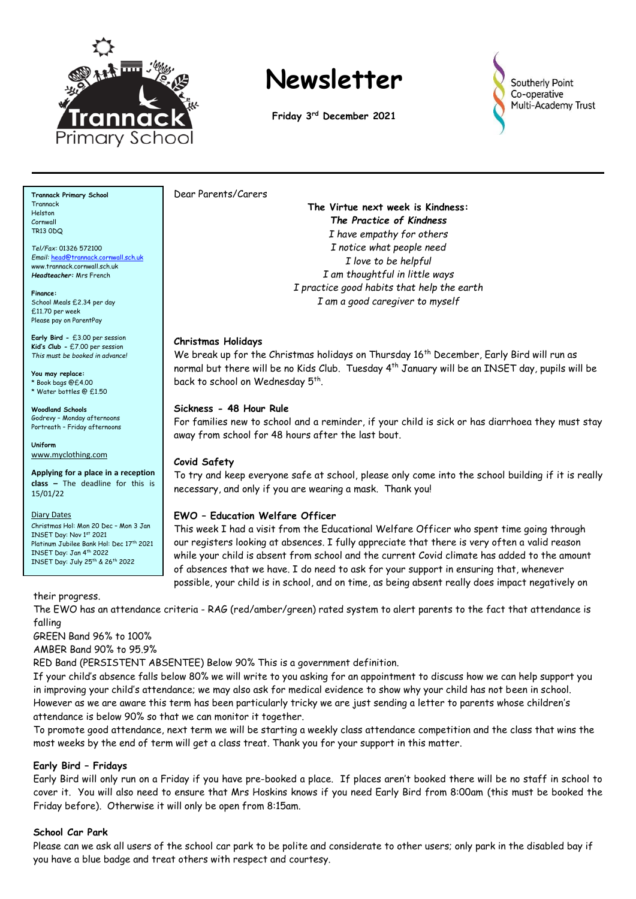# Newsletter

**Friday 3rd December 2021**

Southerly Point Co-operative Multi-Academy Trust

**Trannack Primary School**
Trannack
Helston
Cornwall
TR13 0DQ

*Tel/Fax:* 01326 572100
*Email:* head@trannack.cornwall.sch.uk
www.trannack.cornwall.sch.uk
***Headteacher:*** Mrs French

**Finance:**
School Meals £2.34 per day
£11.70 per week
Please pay on ParentPay

**Early Bird** - £3.00 per session
**Kid's Club** - £7.00 per session
*This must be booked in advance!*

**You may replace:**
* Book bags @£4.00
* Water bottles @ £1.50

**Woodland Schools**
*Godrevy – Monday afternoons*
*Portreath – Friday afternoons*

**Uniform**
www.myclothing.com

**Applying for a place in a reception class –** The deadline for this is 15/01/22

Diary Dates
Christmas Hol: Mon 20 Dec – Mon 3 Jan
INSET Day: Nov 1st 2021
Platinum Jubilee Bank Hol: Dec 17th 2021
INSET Day: Jan 4th 2022
INSET Day: July 25th & 26th 2022

Dear Parents/Carers

**The Virtue next week is Kindness:**
***The Practice of Kindness***
*I have empathy for others*
*I notice what people need*
*I love to be helpful*
*I am thoughtful in little ways*
*I practice good habits that help the earth*
*I am a good caregiver to myself*

**Christmas Holidays**

We break up for the Christmas holidays on Thursday 16th December, Early Bird will run as normal but there will be no Kids Club. Tuesday 4th January will be an INSET day, pupils will be back to school on Wednesday 5th.

**Sickness - 48 Hour Rule**

For families new to school and a reminder, if your child is sick or has diarrhoea they must stay away from school for 48 hours after the last bout.

**Covid Safety**

To try and keep everyone safe at school, please only come into the school building if it is really necessary, and only if you are wearing a mask. Thank you!

**EWO – Education Welfare Officer**

This week I had a visit from the Educational Welfare Officer who spent time going through our registers looking at absences. I fully appreciate that there is very often a valid reason while your child is absent from school and the current Covid climate has added to the amount of absences that we have. I do need to ask for your support in ensuring that, whenever possible, your child is in school, and on time, as being absent really does impact negatively on their progress.

The EWO has an attendance criteria - RAG (red/amber/green) rated system to alert parents to the fact that attendance is falling

GREEN Band 96% to 100%

AMBER Band 90% to 95.9%

RED Band (PERSISTENT ABSENTEE) Below 90% This is a government definition.

If your child's absence falls below 80% we will write to you asking for an appointment to discuss how we can help support you in improving your child's attendance; we may also ask for medical evidence to show why your child has not been in school. However as we are aware this term has been particularly tricky we are just sending a letter to parents whose children's attendance is below 90% so that we can monitor it together.

To promote good attendance, next term we will be starting a weekly class attendance competition and the class that wins the most weeks by the end of term will get a class treat. Thank you for your support in this matter.

**Early Bird – Fridays**

Early Bird will only run on a Friday if you have pre-booked a place. If places aren't booked there will be no staff in school to cover it. You will also need to ensure that Mrs Hoskins knows if you need Early Bird from 8:00am (this must be booked the Friday before). Otherwise it will only be open from 8:15am.

**School Car Park**

Please can we ask all users of the school car park to be polite and considerate to other users; only park in the disabled bay if you have a blue badge and treat others with respect and courtesy.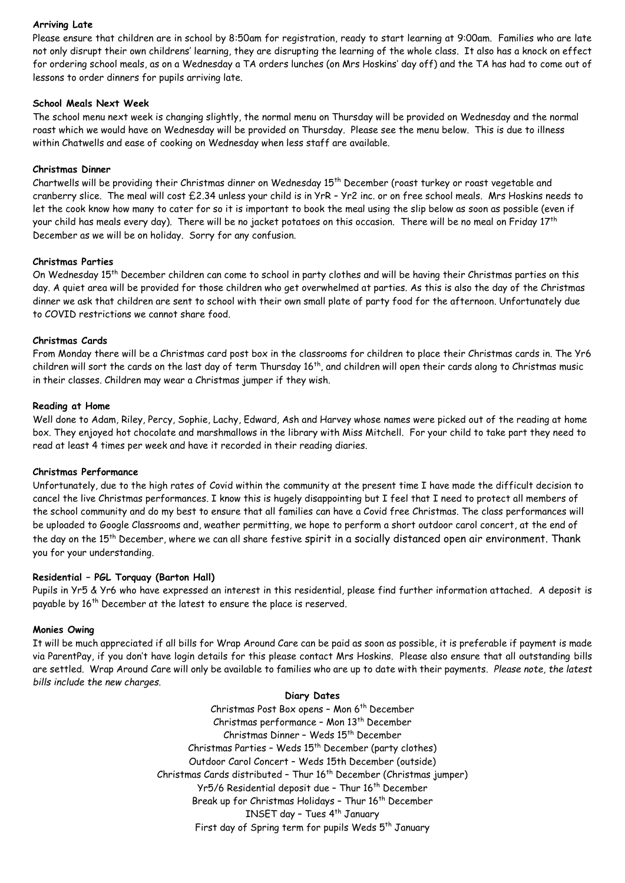**Arriving Late**

Please ensure that children are in school by 8:50am for registration, ready to start learning at 9:00am. Families who are late not only disrupt their own childrens' learning, they are disrupting the learning of the whole class. It also has a knock on effect for ordering school meals, as on a Wednesday a TA orders lunches (on Mrs Hoskins' day off) and the TA has had to come out of lessons to order dinners for pupils arriving late.

**School Meals Next Week**

The school menu next week is changing slightly, the normal menu on Thursday will be provided on Wednesday and the normal roast which we would have on Wednesday will be provided on Thursday. Please see the menu below. This is due to illness within Chatwells and ease of cooking on Wednesday when less staff are available.

**Christmas Dinner**

Chartwells will be providing their Christmas dinner on Wednesday 15th December (roast turkey or roast vegetable and cranberry slice. The meal will cost £2.34 unless your child is in YrR – Yr2 inc. or on free school meals. Mrs Hoskins needs to let the cook know how many to cater for so it is important to book the meal using the slip below as soon as possible (even if your child has meals every day). There will be no jacket potatoes on this occasion. There will be no meal on Friday 17th December as we will be on holiday. Sorry for any confusion.

**Christmas Parties**

On Wednesday 15th December children can come to school in party clothes and will be having their Christmas parties on this day. A quiet area will be provided for those children who get overwhelmed at parties. As this is also the day of the Christmas dinner we ask that children are sent to school with their own small plate of party food for the afternoon. Unfortunately due to COVID restrictions we cannot share food.

**Christmas Cards**

From Monday there will be a Christmas card post box in the classrooms for children to place their Christmas cards in. The Yr6 children will sort the cards on the last day of term Thursday 16th, and children will open their cards along to Christmas music in their classes. Children may wear a Christmas jumper if they wish.

**Reading at Home**

Well done to Adam, Riley, Percy, Sophie, Lachy, Edward, Ash and Harvey whose names were picked out of the reading at home box. They enjoyed hot chocolate and marshmallows in the library with Miss Mitchell. For your child to take part they need to read at least 4 times per week and have it recorded in their reading diaries.

**Christmas Performance**

Unfortunately, due to the high rates of Covid within the community at the present time I have made the difficult decision to cancel the live Christmas performances. I know this is hugely disappointing but I feel that I need to protect all members of the school community and do my best to ensure that all families can have a Covid free Christmas. The class performances will be uploaded to Google Classrooms and, weather permitting, we hope to perform a short outdoor carol concert, at the end of the day on the 15th December, where we can all share festive spirit in a socially distanced open air environment. Thank you for your understanding.

**Residential – PGL Torquay (Barton Hall)**

Pupils in Yr5 & Yr6 who have expressed an interest in this residential, please find further information attached. A deposit is payable by 16th December at the latest to ensure the place is reserved.

**Monies Owing**

It will be much appreciated if all bills for Wrap Around Care can be paid as soon as possible, it is preferable if payment is made via ParentPay, if you don't have login details for this please contact Mrs Hoskins. Please also ensure that all outstanding bills are settled. Wrap Around Care will only be available to families who are up to date with their payments. *Please note, the latest bills include the new charges.*

**Diary Dates**

Christmas Post Box opens – Mon 6th December
Christmas performance – Mon 13th December
Christmas Dinner – Weds 15th December
Christmas Parties – Weds 15th December (party clothes)
Outdoor Carol Concert – Weds 15th December (outside)
Christmas Cards distributed – Thur 16th December (Christmas jumper)
Yr5/6 Residential deposit due – Thur 16th December
Break up for Christmas Holidays – Thur 16th December
INSET day – Tues 4th January
First day of Spring term for pupils Weds 5th January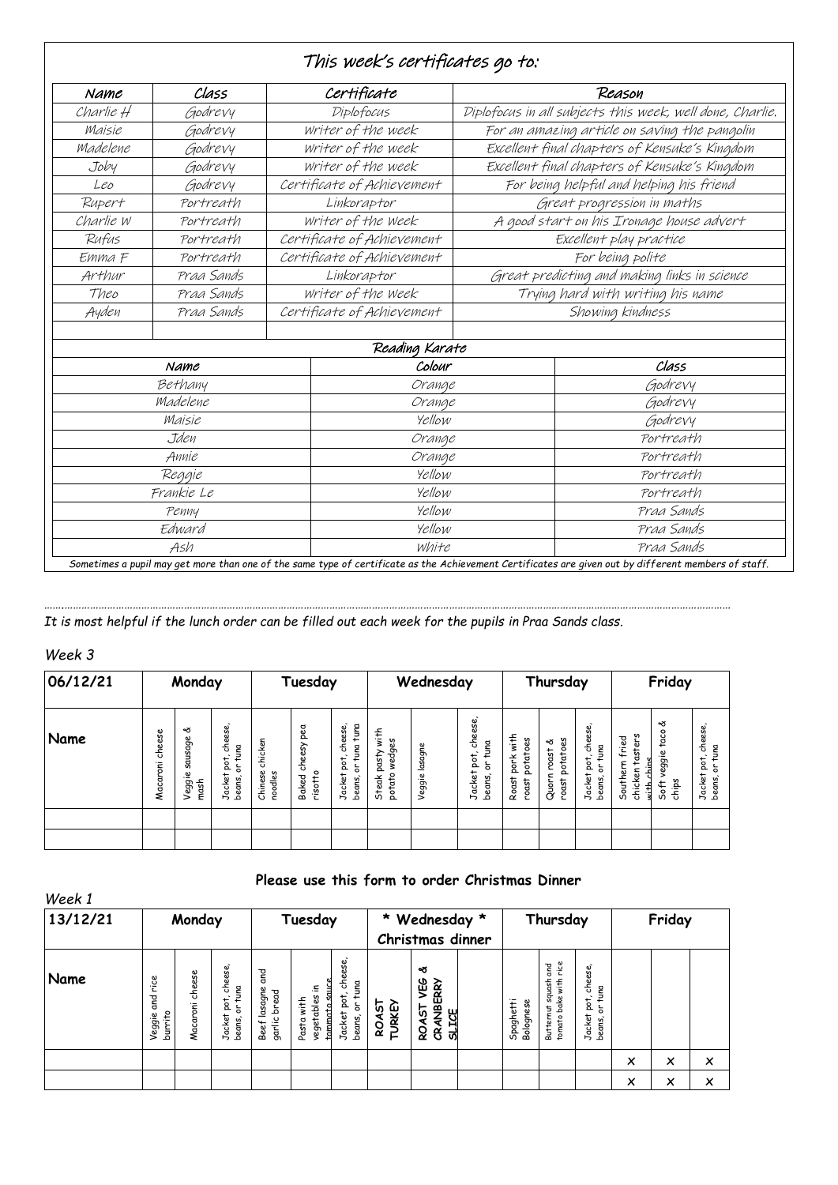## This week's certificates go to:

| Name | Class | Certificate | Reason |
|---|---|---|---|
| Charlie H | Godrevy | Diplofocus | Diplofocus in all subjects this week, well done, Charlie. |
| Maisie | Godrevy | Writer of the week | For an amazing article on saving the pangolin |
| Madelene | Godrevy | Writer of the week | Excellent final chapters of Kensuke's Kingdom |
| Joby | Godrevy | Writer of the week | Excellent final chapters of Kensuke's Kingdom |
| Leo | Godrevy | Certificate of Achievement | For being helpful and helping his friend |
| Rupert | Portreath | Linkoraptor | Great progression in maths |
| Charlie W | Portreath | Writer of the Week | A good start on his Ironage house advert |
| Rufus | Portreath | Certificate of Achievement | Excellent play practice |
| Emma F | Portreath | Certificate of Achievement | For being polite |
| Arthur | Praa Sands | Linkoraptor | Great predicting and making links in science |
| Theo | Praa Sands | Writer of the Week | Trying hard with writing his name |
| Ayden | Praa Sands | Certificate of Achievement | Showing kindness |

### Reading Karate

| Name | Colour | Class |
|---|---|---|
| Bethany | Orange | Godrevy |
| Madelene | Orange | Godrevy |
| Maisie | Yellow | Godrevy |
| Jden | Orange | Portreath |
| Annie | Orange | Portreath |
| Reggie | Yellow | Portreath |
| Frankie Le | Yellow | Portreath |
| Penny | Yellow | Praa Sands |
| Edward | Yellow | Praa Sands |
| Ash | White | Praa Sands |

*Sometimes a pupil may get more than one of the same type of certificate as the Achievement Certificates are given out by different members of staff.*

*It is most helpful if the lunch order can be filled out each week for the pupils in Praa Sands class.*

*Week 3*

| 06/12/21 | Monday | | | Tuesday | | | Wednesday | | | Thursday | | | Friday | | |
|---|---|---|---|---|---|---|---|---|---|---|---|---|---|---|---|
| Name | Macaroni cheese | Veggie sausage & mash | Jacket pot, cheese, beans, or tuna | Chinese chicken noodles | Baked cheesy pea risotto | Jacket pot, cheese, beans, or tuna tuna | Steak pasty with potato wedges | Veggie lasagne | Jacket pot, cheese, beans, or tuna | Roast pork with roast potatoes | Quorn roast & roast potatoes | Jacket pot, cheese, beans, or tuna | Southern fried chicken tasters with chips | Soft veggie taco & chips | Jacket pot, cheese, beans, or tuna |
| | | | | | | | | | | | | | | | |
| | | | | | | | | | | | | | | | |

**Please use this form to order Christmas Dinner**

*Week 1*

| 13/12/21 | Monday | | | Tuesday | | | * Wednesday * Christmas dinner | | | Thursday | | | Friday | | |
|---|---|---|---|---|---|---|---|---|---|---|---|---|---|---|---|
| Name | Veggie and rice burrito | Macaroni cheese | Jacket pot, cheese, beans, or tuna | Beef lasagne and garlic bread | Pasta with vegetables in tommato sauce | Jacket pot, cheese, beans, or tuna | **ROAST TURKEY** | **ROAST VEG & CRANBERRY SLICE** | | Spaghetti Bolognese | Butternut squash and tomato bake with rice | Jacket pot, cheese, beans, or tuna | | | |
| | | | | | | | | | | | | | x | x | x |
| | | | | | | | | | | | | | x | x | x |